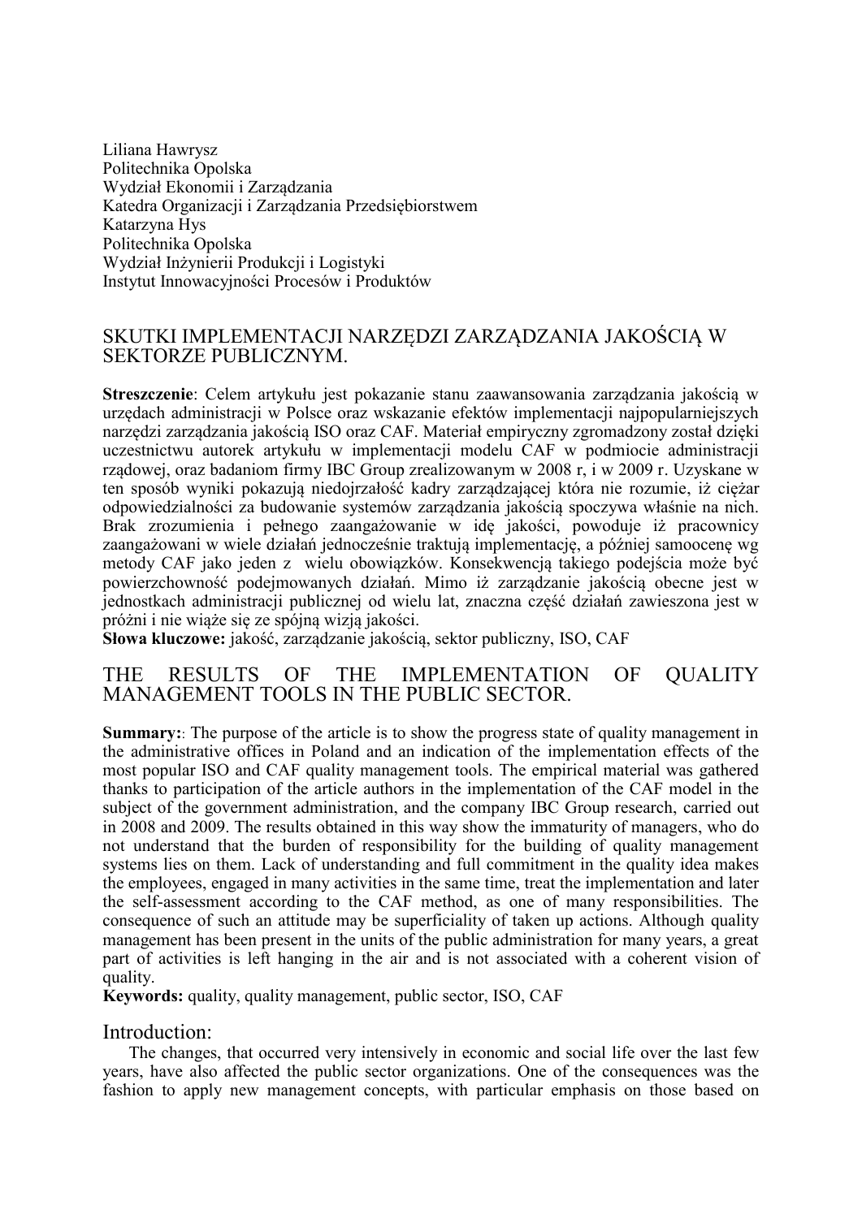Liliana Hawrysz
Politechnika Opolska
Wydział Ekonomii i Zarządzania
Katedra Organizacji i Zarządzania Przedsiębiorstwem
Katarzyna Hys
Politechnika Opolska
Wydział Inżynierii Produkcji i Logistyki
Instytut Innowacyjności Procesów i Produktów

# SKUTKI IMPLEMENTACJI NARZĘDZI ZARZĄDZANIA JAKOŚCIĄ W SEKTORZE PUBLICZNYM.

**Streszczenie**: Celem artykułu jest pokazanie stanu zaawansowania zarządzania jakością w urzędach administracji w Polsce oraz wskazanie efektów implementacji najpopularniejszych narzędzi zarządzania jakością ISO oraz CAF. Materiał empiryczny zgromadzony został dzięki uczestnictwu autorek artykułu w implementacji modelu CAF w podmiocie administracji rządowej, oraz badaniom firmy IBC Group zrealizowanym w 2008 r, i w 2009 r. Uzyskane w ten sposób wyniki pokazują niedojrzałość kadry zarządzającej która nie rozumie, iż ciężar odpowiedzialności za budowanie systemów zarządzania jakością spoczywa właśnie na nich. Brak zrozumienia i pełnego zaangażowanie w ideę jakości, powoduje iż pracownicy zaangażowani w wiele działań jednocześnie traktują implementację, a później samoocenę wg metody CAF jako jeden z wielu obowiązków. Konsekwencją takiego podejścia może być powierzchowność podejmowanych działań. Mimo iż zarządzanie jakością obecne jest w jednostkach administracji publicznej od wielu lat, znaczna część działań zawieszona jest w próżni i nie wiąże się ze spójną wizją jakości.
**Słowa kluczowe:** jakość, zarządzanie jakością, sektor publiczny, ISO, CAF

# THE RESULTS OF THE IMPLEMENTATION OF QUALITY MANAGEMENT TOOLS IN THE PUBLIC SECTOR.

**Summary:**: The purpose of the article is to show the progress state of quality management in the administrative offices in Poland and an indication of the implementation effects of the most popular ISO and CAF quality management tools. The empirical material was gathered thanks to participation of the article authors in the implementation of the CAF model in the subject of the government administration, and the company IBC Group research, carried out in 2008 and 2009. The results obtained in this way show the immaturity of managers, who do not understand that the burden of responsibility for the building of quality management systems lies on them. Lack of understanding and full commitment in the quality idea makes the employees, engaged in many activities in the same time, treat the implementation and later the self-assessment according to the CAF method, as one of many responsibilities. The consequence of such an attitude may be superficiality of taken up actions. Although quality management has been present in the units of the public administration for many years, a great part of activities is left hanging in the air and is not associated with a coherent vision of quality.
**Keywords:** quality, quality management, public sector, ISO, CAF

## Introduction:

The changes, that occurred very intensively in economic and social life over the last few years, have also affected the public sector organizations. One of the consequences was the fashion to apply new management concepts, with particular emphasis on those based on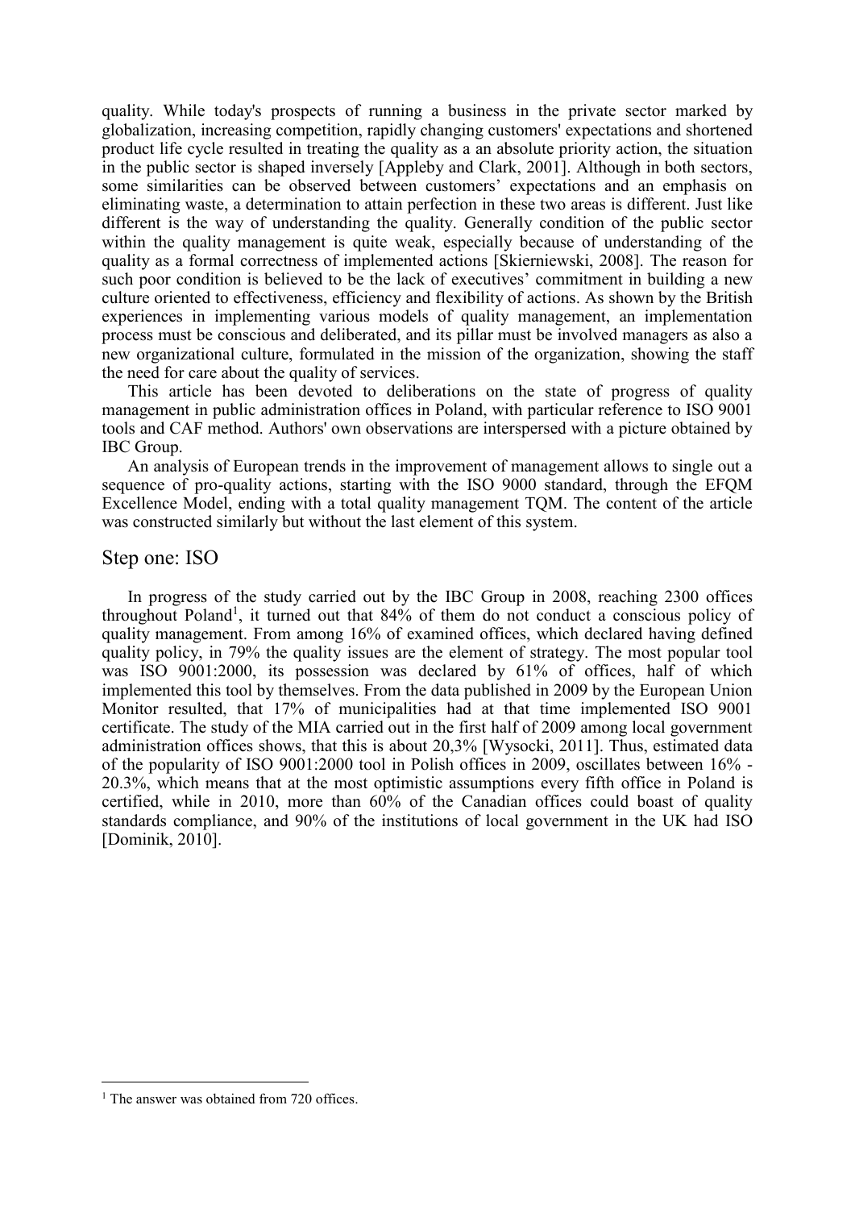quality. While today's prospects of running a business in the private sector marked by globalization, increasing competition, rapidly changing customers' expectations and shortened product life cycle resulted in treating the quality as a an absolute priority action, the situation in the public sector is shaped inversely [Appleby and Clark, 2001]. Although in both sectors, some similarities can be observed between customers' expectations and an emphasis on eliminating waste, a determination to attain perfection in these two areas is different. Just like different is the way of understanding the quality. Generally condition of the public sector within the quality management is quite weak, especially because of understanding of the quality as a formal correctness of implemented actions [Skierniewski, 2008]. The reason for such poor condition is believed to be the lack of executives' commitment in building a new culture oriented to effectiveness, efficiency and flexibility of actions. As shown by the British experiences in implementing various models of quality management, an implementation process must be conscious and deliberated, and its pillar must be involved managers as also a new organizational culture, formulated in the mission of the organization, showing the staff the need for care about the quality of services.

This article has been devoted to deliberations on the state of progress of quality management in public administration offices in Poland, with particular reference to ISO 9001 tools and CAF method. Authors' own observations are interspersed with a picture obtained by IBC Group.

An analysis of European trends in the improvement of management allows to single out a sequence of pro-quality actions, starting with the ISO 9000 standard, through the EFQM Excellence Model, ending with a total quality management TQM. The content of the article was constructed similarly but without the last element of this system.

## Step one: ISO

In progress of the study carried out by the IBC Group in 2008, reaching 2300 offices throughout Poland[1], it turned out that 84% of them do not conduct a conscious policy of quality management. From among 16% of examined offices, which declared having defined quality policy, in 79% the quality issues are the element of strategy. The most popular tool was ISO 9001:2000, its possession was declared by 61% of offices, half of which implemented this tool by themselves. From the data published in 2009 by the European Union Monitor resulted, that 17% of municipalities had at that time implemented ISO 9001 certificate. The study of the MIA carried out in the first half of 2009 among local government administration offices shows, that this is about 20,3% [Wysocki, 2011]. Thus, estimated data of the popularity of ISO 9001:2000 tool in Polish offices in 2009, oscillates between 16% - 20.3%, which means that at the most optimistic assumptions every fifth office in Poland is certified, while in 2010, more than 60% of the Canadian offices could boast of quality standards compliance, and 90% of the institutions of local government in the UK had ISO [Dominik, 2010].

[1] The answer was obtained from 720 offices.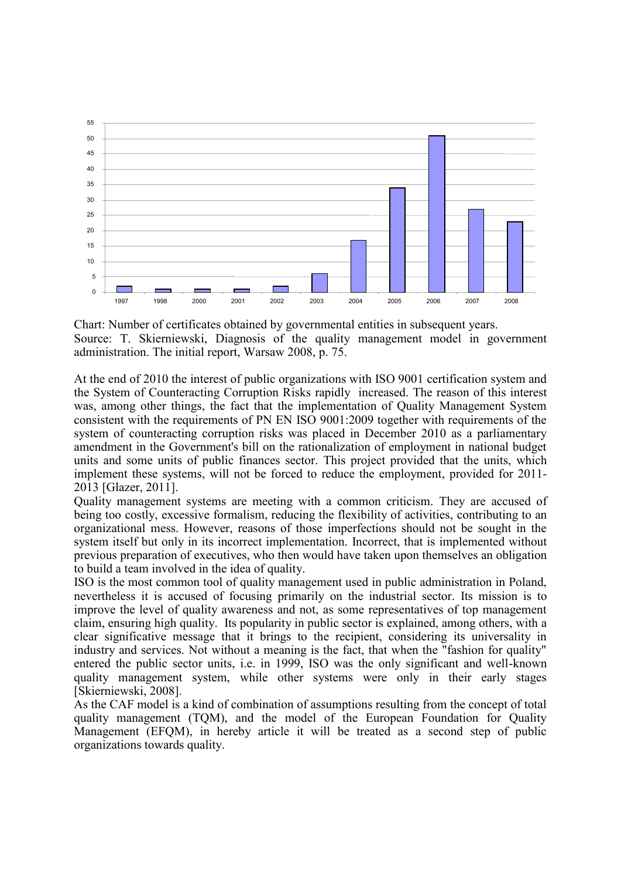Chart: Number of certificates obtained by governmental entities in subsequent years.
Source: T. Skierniewski, Diagnosis of the quality management model in government administration. The initial report, Warsaw 2008, p. 75.

At the end of 2010 the interest of public organizations with ISO 9001 certification system and the System of Counteracting Corruption Risks rapidly increased. The reason of this interest was, among other things, the fact that the implementation of Quality Management System consistent with the requirements of PN EN ISO 9001:2009 together with requirements of the system of counteracting corruption risks was placed in December 2010 as a parliamentary amendment in the Government's bill on the rationalization of employment in national budget units and some units of public finances sector. This project provided that the units, which implement these systems, will not be forced to reduce the employment, provided for 2011-2013 [Glazer, 2011].

Quality management systems are meeting with a common criticism. They are accused of being too costly, excessive formalism, reducing the flexibility of activities, contributing to an organizational mess. However, reasons of those imperfections should not be sought in the system itself but only in its incorrect implementation. Incorrect, that is implemented without previous preparation of executives, who then would have taken upon themselves an obligation to build a team involved in the idea of quality.

ISO is the most common tool of quality management used in public administration in Poland, nevertheless it is accused of focusing primarily on the industrial sector. Its mission is to improve the level of quality awareness and not, as some representatives of top management claim, ensuring high quality. Its popularity in public sector is explained, among others, with a clear significative message that it brings to the recipient, considering its universality in industry and services. Not without a meaning is the fact, that when the "fashion for quality" entered the public sector units, i.e. in 1999, ISO was the only significant and well-known quality management system, while other systems were only in their early stages [Skierniewski, 2008].

As the CAF model is a kind of combination of assumptions resulting from the concept of total quality management (TQM), and the model of the European Foundation for Quality Management (EFQM), in hereby article it will be treated as a second step of public organizations towards quality.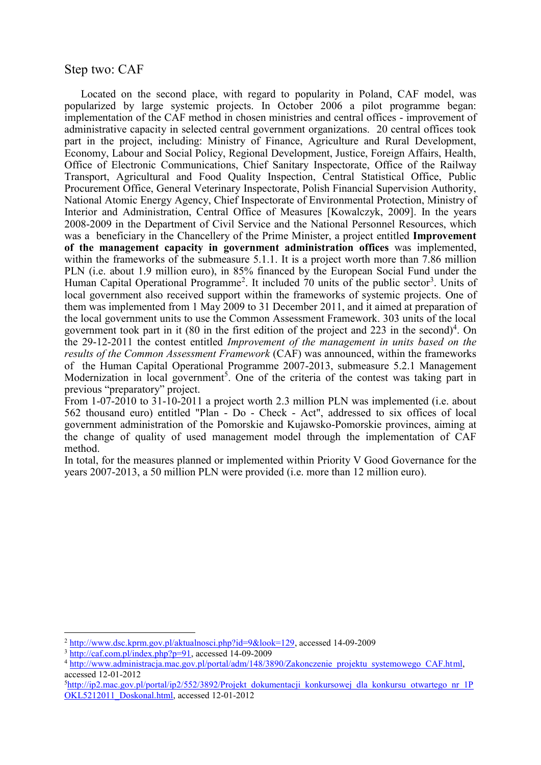## Step two: CAF

Located on the second place, with regard to popularity in Poland, CAF model, was popularized by large systemic projects. In October 2006 a pilot programme began: implementation of the CAF method in chosen ministries and central offices - improvement of administrative capacity in selected central government organizations. 20 central offices took part in the project, including: Ministry of Finance, Agriculture and Rural Development, Economy, Labour and Social Policy, Regional Development, Justice, Foreign Affairs, Health, Office of Electronic Communications, Chief Sanitary Inspectorate, Office of the Railway Transport, Agricultural and Food Quality Inspection, Central Statistical Office, Public Procurement Office, General Veterinary Inspectorate, Polish Financial Supervision Authority, National Atomic Energy Agency, Chief Inspectorate of Environmental Protection, Ministry of Interior and Administration, Central Office of Measures [Kowalczyk, 2009]. In the years 2008-2009 in the Department of Civil Service and the National Personnel Resources, which was a beneficiary in the Chancellery of the Prime Minister, a project entitled **Improvement of the management capacity in government administration offices** was implemented, within the frameworks of the submeasure 5.1.1. It is a project worth more than 7.86 million PLN (i.e. about 1.9 million euro), in 85% financed by the European Social Fund under the Human Capital Operational Programme[2]. It included 70 units of the public sector[3]. Units of local government also received support within the frameworks of systemic projects. One of them was implemented from 1 May 2009 to 31 December 2011, and it aimed at preparation of the local government units to use the Common Assessment Framework. 303 units of the local government took part in it (80 in the first edition of the project and 223 in the second)[4]. On the 29-12-2011 the contest entitled *Improvement of the management in units based on the results of the Common Assessment Framework* (CAF) was announced, within the frameworks of the Human Capital Operational Programme 2007-2013, submeasure 5.2.1 Management Modernization in local government[5]. One of the criteria of the contest was taking part in previous "preparatory" project.

From 1-07-2010 to 31-10-2011 a project worth 2.3 million PLN was implemented (i.e. about 562 thousand euro) entitled "Plan - Do - Check - Act", addressed to six offices of local government administration of the Pomorskie and Kujawsko-Pomorskie provinces, aiming at the change of quality of used management model through the implementation of CAF method.

In total, for the measures planned or implemented within Priority V Good Governance for the years 2007-2013, a 50 million PLN were provided (i.e. more than 12 million euro).

---

[2] http://www.dsc.kprm.gov.pl/aktualnosci.php?id=9&look=129, accessed 14-09-2009

[3] http://caf.com.pl/index.php?p=91, accessed 14-09-2009

[4] http://www.administracja.mac.gov.pl/portal/adm/148/3890/Zakonczenie_projektu_systemowego_CAF.html, accessed 12-01-2012

[5] http://ip2.mac.gov.pl/portal/ip2/552/3892/Projekt_dokumentacji_konkursowej_dla_konkursu_otwartego_nr_1POKL5212011_Doskonal.html, accessed 12-01-2012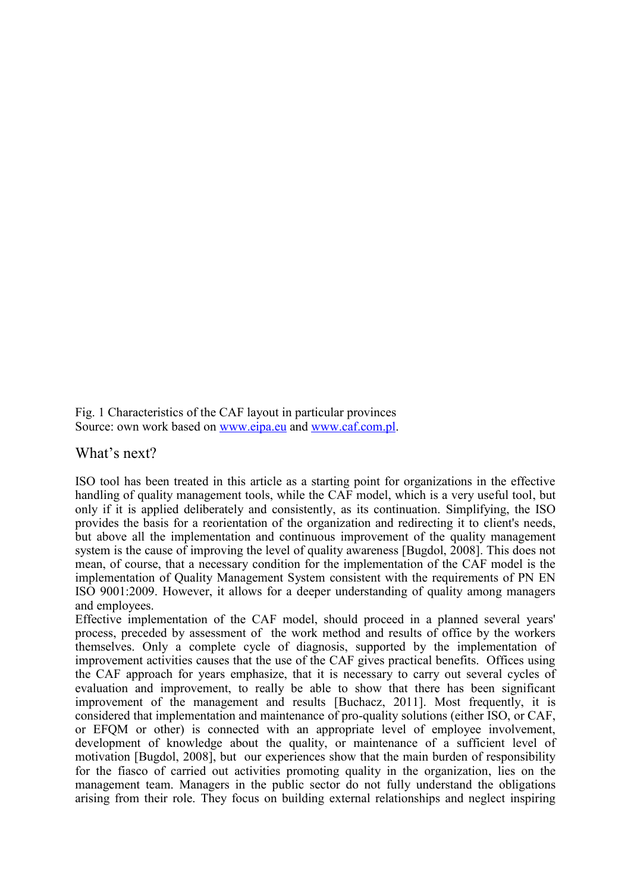Fig. 1 Characteristics of the CAF layout in particular provinces
Source: own work based on www.eipa.eu and www.caf.com.pl.

## What's next?

ISO tool has been treated in this article as a starting point for organizations in the effective handling of quality management tools, while the CAF model, which is a very useful tool, but only if it is applied deliberately and consistently, as its continuation. Simplifying, the ISO provides the basis for a reorientation of the organization and redirecting it to client's needs, but above all the implementation and continuous improvement of the quality management system is the cause of improving the level of quality awareness [Bugdol, 2008]. This does not mean, of course, that a necessary condition for the implementation of the CAF model is the implementation of Quality Management System consistent with the requirements of PN EN ISO 9001:2009. However, it allows for a deeper understanding of quality among managers and employees.

Effective implementation of the CAF model, should proceed in a planned several years' process, preceded by assessment of the work method and results of office by the workers themselves. Only a complete cycle of diagnosis, supported by the implementation of improvement activities causes that the use of the CAF gives practical benefits. Offices using the CAF approach for years emphasize, that it is necessary to carry out several cycles of evaluation and improvement, to really be able to show that there has been significant improvement of the management and results [Buchacz, 2011]. Most frequently, it is considered that implementation and maintenance of pro-quality solutions (either ISO, or CAF, or EFQM or other) is connected with an appropriate level of employee involvement, development of knowledge about the quality, or maintenance of a sufficient level of motivation [Bugdol, 2008], but our experiences show that the main burden of responsibility for the fiasco of carried out activities promoting quality in the organization, lies on the management team. Managers in the public sector do not fully understand the obligations arising from their role. They focus on building external relationships and neglect inspiring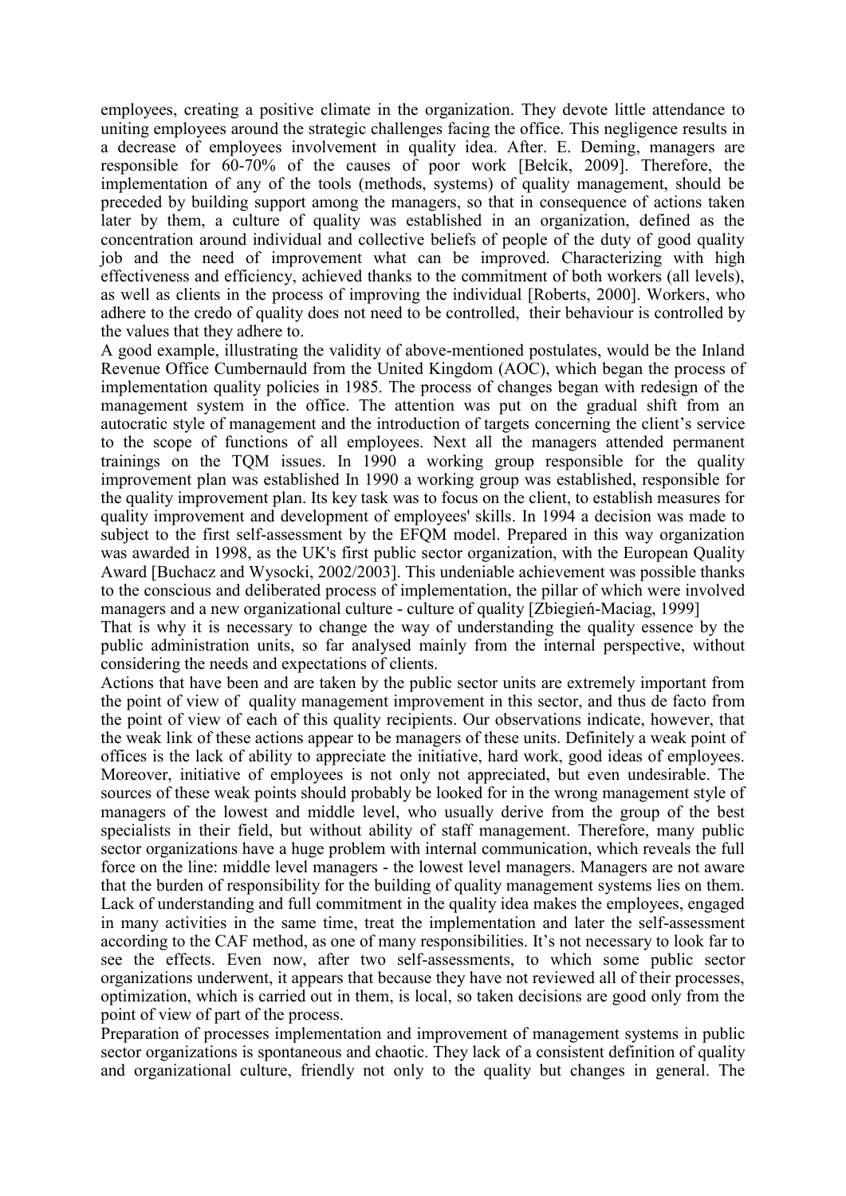employees, creating a positive climate in the organization. They devote little attendance to uniting employees around the strategic challenges facing the office. This negligence results in a decrease of employees involvement in quality idea. After. E. Deming, managers are responsible for 60-70% of the causes of poor work [Bełcik, 2009]. Therefore, the implementation of any of the tools (methods, systems) of quality management, should be preceded by building support among the managers, so that in consequence of actions taken later by them, a culture of quality was established in an organization, defined as the concentration around individual and collective beliefs of people of the duty of good quality job and the need of improvement what can be improved. Characterizing with high effectiveness and efficiency, achieved thanks to the commitment of both workers (all levels), as well as clients in the process of improving the individual [Roberts, 2000]. Workers, who adhere to the credo of quality does not need to be controlled, their behaviour is controlled by the values that they adhere to.

A good example, illustrating the validity of above-mentioned postulates, would be the Inland Revenue Office Cumbernauld from the United Kingdom (AOC), which began the process of implementation quality policies in 1985. The process of changes began with redesign of the management system in the office. The attention was put on the gradual shift from an autocratic style of management and the introduction of targets concerning the client's service to the scope of functions of all employees. Next all the managers attended permanent trainings on the TQM issues. In 1990 a working group responsible for the quality improvement plan was established In 1990 a working group was established, responsible for the quality improvement plan. Its key task was to focus on the client, to establish measures for quality improvement and development of employees' skills. In 1994 a decision was made to subject to the first self-assessment by the EFQM model. Prepared in this way organization was awarded in 1998, as the UK's first public sector organization, with the European Quality Award [Buchacz and Wysocki, 2002/2003]. This undeniable achievement was possible thanks to the conscious and deliberated process of implementation, the pillar of which were involved managers and a new organizational culture - culture of quality [Zbiegień-Maciag, 1999]

That is why it is necessary to change the way of understanding the quality essence by the public administration units, so far analysed mainly from the internal perspective, without considering the needs and expectations of clients.

Actions that have been and are taken by the public sector units are extremely important from the point of view of quality management improvement in this sector, and thus de facto from the point of view of each of this quality recipients. Our observations indicate, however, that the weak link of these actions appear to be managers of these units. Definitely a weak point of offices is the lack of ability to appreciate the initiative, hard work, good ideas of employees. Moreover, initiative of employees is not only not appreciated, but even undesirable. The sources of these weak points should probably be looked for in the wrong management style of managers of the lowest and middle level, who usually derive from the group of the best specialists in their field, but without ability of staff management. Therefore, many public sector organizations have a huge problem with internal communication, which reveals the full force on the line: middle level managers - the lowest level managers. Managers are not aware that the burden of responsibility for the building of quality management systems lies on them. Lack of understanding and full commitment in the quality idea makes the employees, engaged in many activities in the same time, treat the implementation and later the self-assessment according to the CAF method, as one of many responsibilities. It's not necessary to look far to see the effects. Even now, after two self-assessments, to which some public sector organizations underwent, it appears that because they have not reviewed all of their processes, optimization, which is carried out in them, is local, so taken decisions are good only from the point of view of part of the process.

Preparation of processes implementation and improvement of management systems in public sector organizations is spontaneous and chaotic. They lack of a consistent definition of quality and organizational culture, friendly not only to the quality but changes in general. The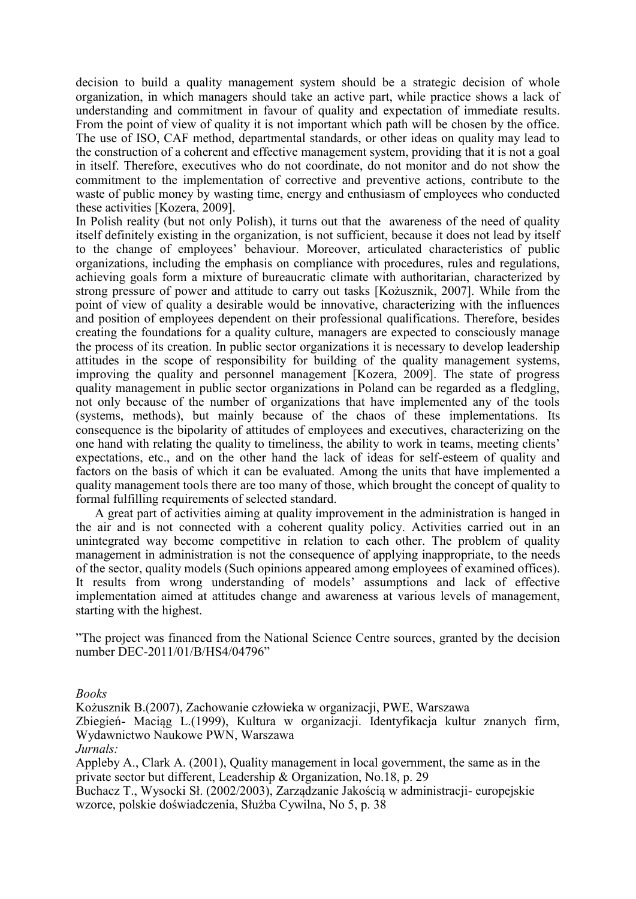decision to build a quality management system should be a strategic decision of whole organization, in which managers should take an active part, while practice shows a lack of understanding and commitment in favour of quality and expectation of immediate results. From the point of view of quality it is not important which path will be chosen by the office. The use of ISO, CAF method, departmental standards, or other ideas on quality may lead to the construction of a coherent and effective management system, providing that it is not a goal in itself. Therefore, executives who do not coordinate, do not monitor and do not show the commitment to the implementation of corrective and preventive actions, contribute to the waste of public money by wasting time, energy and enthusiasm of employees who conducted these activities [Kozera, 2009].

In Polish reality (but not only Polish), it turns out that the awareness of the need of quality itself definitely existing in the organization, is not sufficient, because it does not lead by itself to the change of employees' behaviour. Moreover, articulated characteristics of public organizations, including the emphasis on compliance with procedures, rules and regulations, achieving goals form a mixture of bureaucratic climate with authoritarian, characterized by strong pressure of power and attitude to carry out tasks [Kożusznik, 2007]. While from the point of view of quality a desirable would be innovative, characterizing with the influences and position of employees dependent on their professional qualifications. Therefore, besides creating the foundations for a quality culture, managers are expected to consciously manage the process of its creation. In public sector organizations it is necessary to develop leadership attitudes in the scope of responsibility for building of the quality management systems, improving the quality and personnel management [Kozera, 2009]. The state of progress quality management in public sector organizations in Poland can be regarded as a fledgling, not only because of the number of organizations that have implemented any of the tools (systems, methods), but mainly because of the chaos of these implementations. Its consequence is the bipolarity of attitudes of employees and executives, characterizing on the one hand with relating the quality to timeliness, the ability to work in teams, meeting clients' expectations, etc., and on the other hand the lack of ideas for self-esteem of quality and factors on the basis of which it can be evaluated. Among the units that have implemented a quality management tools there are too many of those, which brought the concept of quality to formal fulfilling requirements of selected standard.

A great part of activities aiming at quality improvement in the administration is hanged in the air and is not connected with a coherent quality policy. Activities carried out in an unintegrated way become competitive in relation to each other. The problem of quality management in administration is not the consequence of applying inappropriate, to the needs of the sector, quality models (Such opinions appeared among employees of examined offices). It results from wrong understanding of models' assumptions and lack of effective implementation aimed at attitudes change and awareness at various levels of management, starting with the highest.

"The project was financed from the National Science Centre sources, granted by the decision number DEC-2011/01/B/HS4/04796"

*Books*

Kożusznik B.(2007), Zachowanie człowieka w organizacji, PWE, Warszawa

Zbiegień- Maciąg L.(1999), Kultura w organizacji. Identyfikacja kultur znanych firm, Wydawnictwo Naukowe PWN, Warszawa

*Jurnals:*

Appleby A., Clark A. (2001), Quality management in local government, the same as in the private sector but different, Leadership & Organization, No.18, p. 29

Buchacz T., Wysocki Sł. (2002/2003), Zarządzanie Jakością w administracji- europejskie wzorce, polskie doświadczenia, Służba Cywilna, No 5, p. 38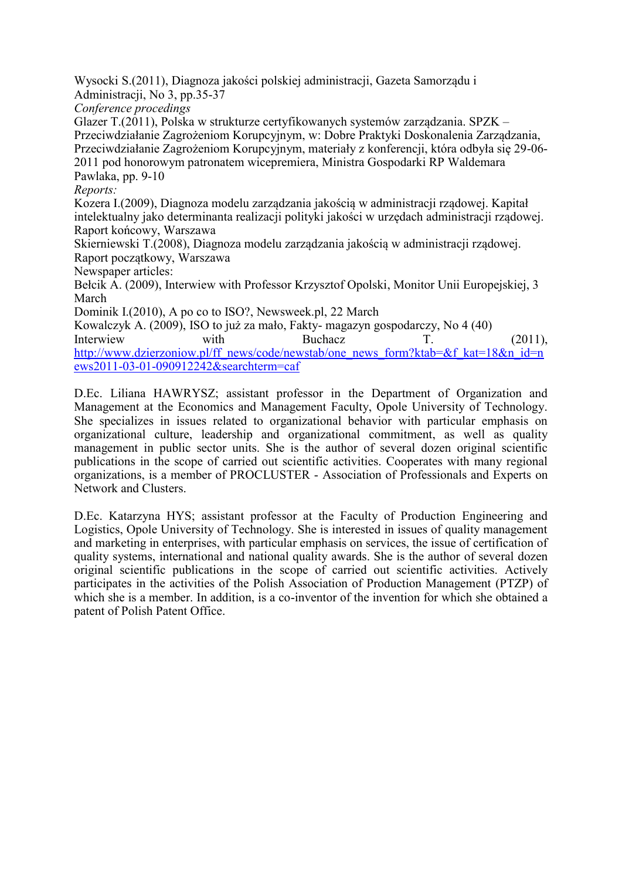Wysocki S.(2011), Diagnoza jakości polskiej administracji, Gazeta Samorządu i Administracji, No 3, pp.35-37

*Conference procedings*

Glazer T.(2011), Polska w strukturze certyfikowanych systemów zarządzania. SPZK – Przeciwdziałanie Zagrożeniom Korupcyjnym, w: Dobre Praktyki Doskonalenia Zarządzania, Przeciwdziałanie Zagrożeniom Korupcyjnym, materiały z konferencji, która odbyła się 29-06-2011 pod honorowym patronatem wicepremiera, Ministra Gospodarki RP Waldemara Pawlaka, pp. 9-10

*Reports:*

Kozera I.(2009), Diagnoza modelu zarządzania jakością w administracji rządowej. Kapitał intelektualny jako determinanta realizacji polityki jakości w urzędach administracji rządowej. Raport końcowy, Warszawa

Skierniewski T.(2008), Diagnoza modelu zarządzania jakością w administracji rządowej. Raport początkowy, Warszawa

Newspaper articles:

Bełcik A. (2009), Interwiew with Professor Krzysztof Opolski, Monitor Unii Europejskiej, 3 March

Dominik I.(2010), A po co to ISO?, Newsweek.pl, 22 March

Kowalczyk A. (2009), ISO to już za mało, Fakty- magazyn gospodarczy, No 4 (40)

Interview with Buchacz T. (2011), http://www.dzierzoniow.pl/ff_news/code/newstab/one_news_form?ktab=&f_kat=18&n_id=news2011-03-01-090912242&searchterm=caf

D.Ec. Liliana HAWRYSZ; assistant professor in the Department of Organization and Management at the Economics and Management Faculty, Opole University of Technology. She specializes in issues related to organizational behavior with particular emphasis on organizational culture, leadership and organizational commitment, as well as quality management in public sector units. She is the author of several dozen original scientific publications in the scope of carried out scientific activities. Cooperates with many regional organizations, is a member of PROCLUSTER - Association of Professionals and Experts on Network and Clusters.

D.Ec. Katarzyna HYS; assistant professor at the Faculty of Production Engineering and Logistics, Opole University of Technology. She is interested in issues of quality management and marketing in enterprises, with particular emphasis on services, the issue of certification of quality systems, international and national quality awards. She is the author of several dozen original scientific publications in the scope of carried out scientific activities. Actively participates in the activities of the Polish Association of Production Management (PTZP) of which she is a member. In addition, is a co-inventor of the invention for which she obtained a patent of Polish Patent Office.